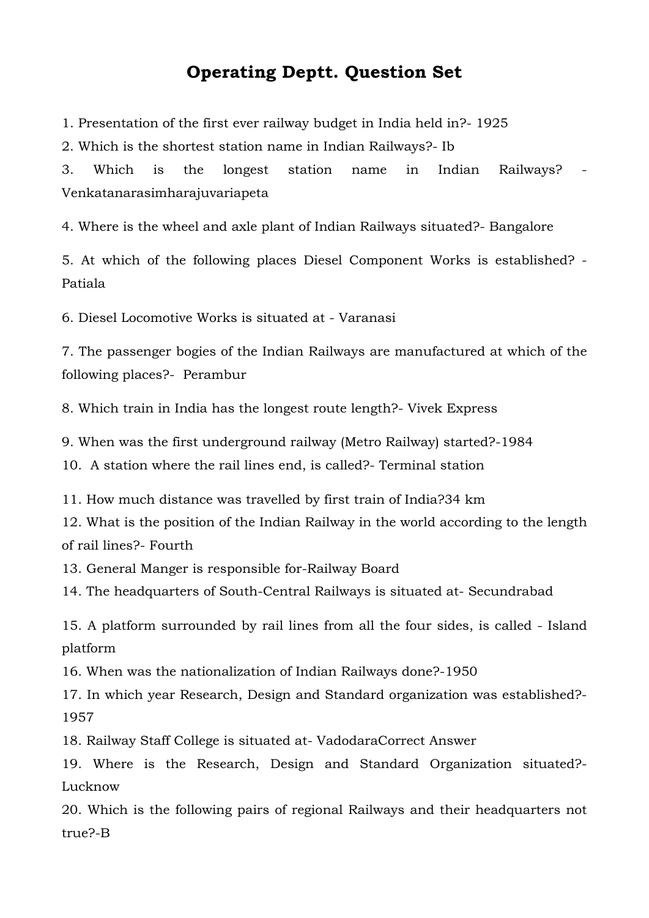# Operating Deptt. Question Set

1. Presentation of the first ever railway budget in India held in?- 1925
2. Which is the shortest station name in Indian Railways?- Ib
3. Which is the longest station name in Indian Railways? - Venkatanarasimharajuvariapeta
4. Where is the wheel and axle plant of Indian Railways situated?- Bangalore
5. At which of the following places Diesel Component Works is established? - Patiala
6. Diesel Locomotive Works is situated at - Varanasi
7. The passenger bogies of the Indian Railways are manufactured at which of the following places?- Perambur
8. Which train in India has the longest route length?- Vivek Express
9. When was the first underground railway (Metro Railway) started?-1984
10. A station where the rail lines end, is called?- Terminal station
11. How much distance was travelled by first train of India?34 km
12. What is the position of the Indian Railway in the world according to the length of rail lines?- Fourth
13. General Manger is responsible for-Railway Board
14. The headquarters of South-Central Railways is situated at- Secundrabad
15. A platform surrounded by rail lines from all the four sides, is called - Island platform
16. When was the nationalization of Indian Railways done?-1950
17. In which year Research, Design and Standard organization was established?-1957
18. Railway Staff College is situated at- VadodaraCorrect Answer
19. Where is the Research, Design and Standard Organization situated?- Lucknow
20. Which is the following pairs of regional Railways and their headquarters not true?-B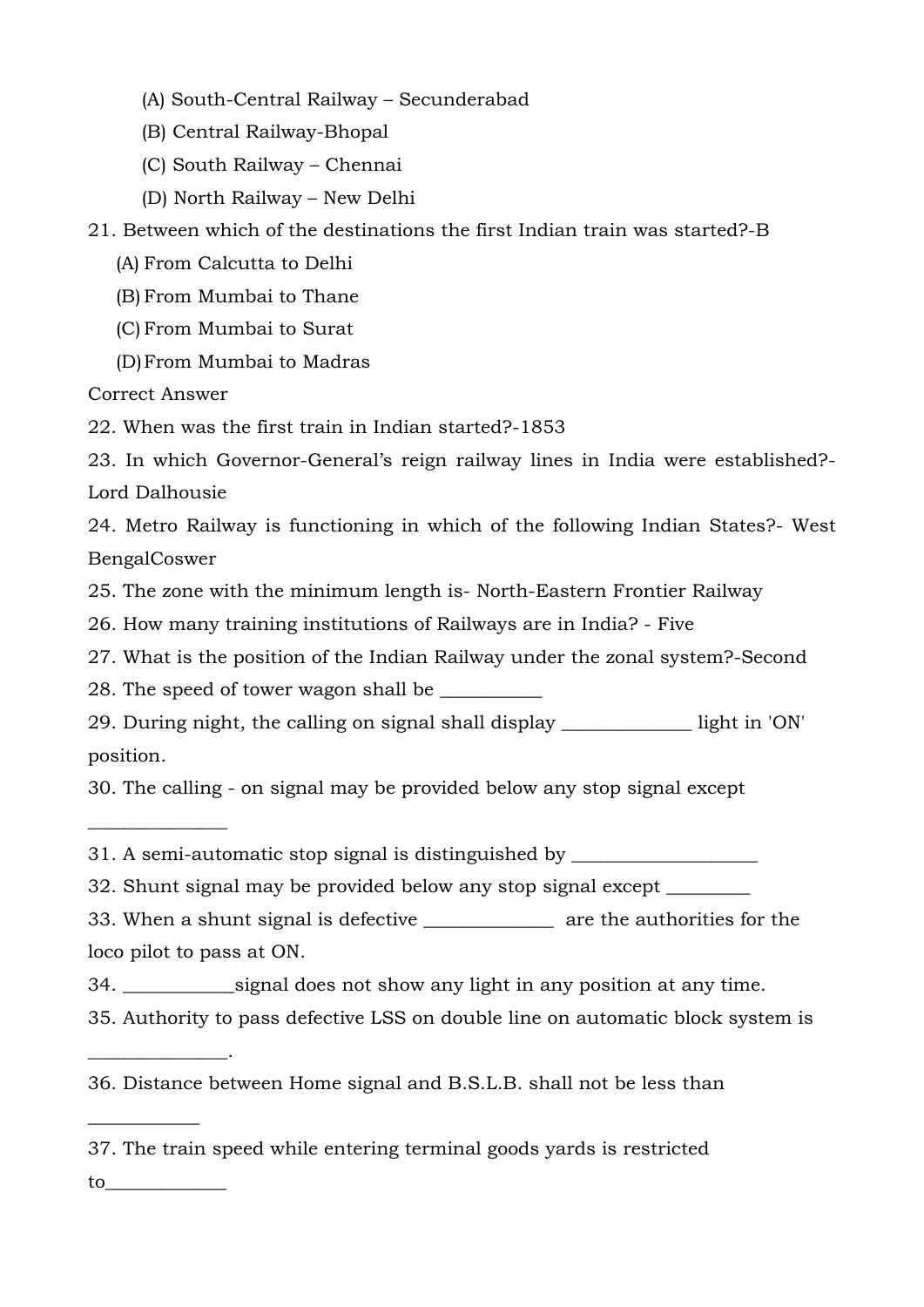(A) South-Central Railway – Secunderabad

(B) Central Railway-Bhopal

(C) South Railway – Chennai

(D) North Railway – New Delhi

21. Between which of the destinations the first Indian train was started?-B

(A) From Calcutta to Delhi

(B) From Mumbai to Thane

(C) From Mumbai to Surat

(D) From Mumbai to Madras

Correct Answer

22. When was the first train in Indian started?-1853

23. In which Governor-General's reign railway lines in India were established?- Lord Dalhousie

24. Metro Railway is functioning in which of the following Indian States?- West BengalCoswer

25. The zone with the minimum length is- North-Eastern Frontier Railway

26. How many training institutions of Railways are in India? - Five

27. What is the position of the Indian Railway under the zonal system?-Second

28. The speed of tower wagon shall be ___________

29. During night, the calling on signal shall display ______________ light in 'ON' position.

30. The calling - on signal may be provided below any stop signal except _______________

31. A semi-automatic stop signal is distinguished by ____________________

32. Shunt signal may be provided below any stop signal except _________

33. When a shunt signal is defective ______________ are the authorities for the loco pilot to pass at ON.

34. ____________signal does not show any light in any position at any time.

35. Authority to pass defective LSS on double line on automatic block system is _______________.

36. Distance between Home signal and B.S.L.B. shall not be less than ____________

37. The train speed while entering terminal goods yards is restricted to_____________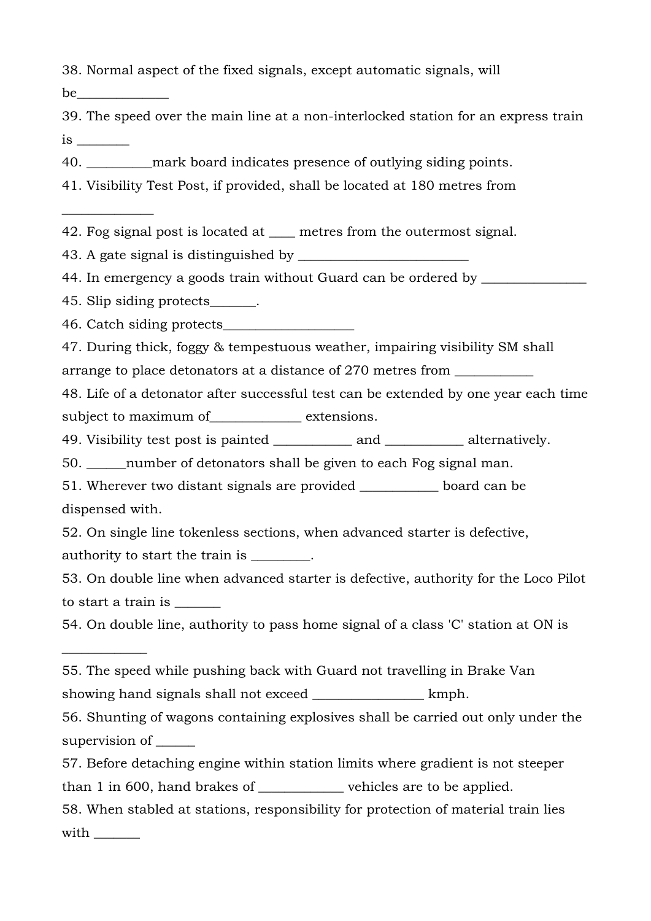38. Normal aspect of the fixed signals, except automatic signals, will be______________

39. The speed over the main line at a non-interlocked station for an express train is ________

40. __________mark board indicates presence of outlying siding points.

41. Visibility Test Post, if provided, shall be located at 180 metres from ______________

42. Fog signal post is located at ____ metres from the outermost signal.

43. A gate signal is distinguished by __________________________

44. In emergency a goods train without Guard can be ordered by ________________

45. Slip siding protects_______.

46. Catch siding protects____________________

47. During thick, foggy & tempestuous weather, impairing visibility SM shall arrange to place detonators at a distance of 270 metres from ____________

48. Life of a detonator after successful test can be extended by one year each time subject to maximum of______________ extensions.

49. Visibility test post is painted ____________ and ____________ alternatively.

50. ______number of detonators shall be given to each Fog signal man.

51. Wherever two distant signals are provided ____________ board can be dispensed with.

52. On single line tokenless sections, when advanced starter is defective, authority to start the train is _________.

53. On double line when advanced starter is defective, authority for the Loco Pilot to start a train is _______

54. On double line, authority to pass home signal of a class 'C' station at ON is _____________

55. The speed while pushing back with Guard not travelling in Brake Van showing hand signals shall not exceed _________________ kmph.

56. Shunting of wagons containing explosives shall be carried out only under the supervision of ______

57. Before detaching engine within station limits where gradient is not steeper than 1 in 600, hand brakes of _____________ vehicles are to be applied.

58. When stabled at stations, responsibility for protection of material train lies with _______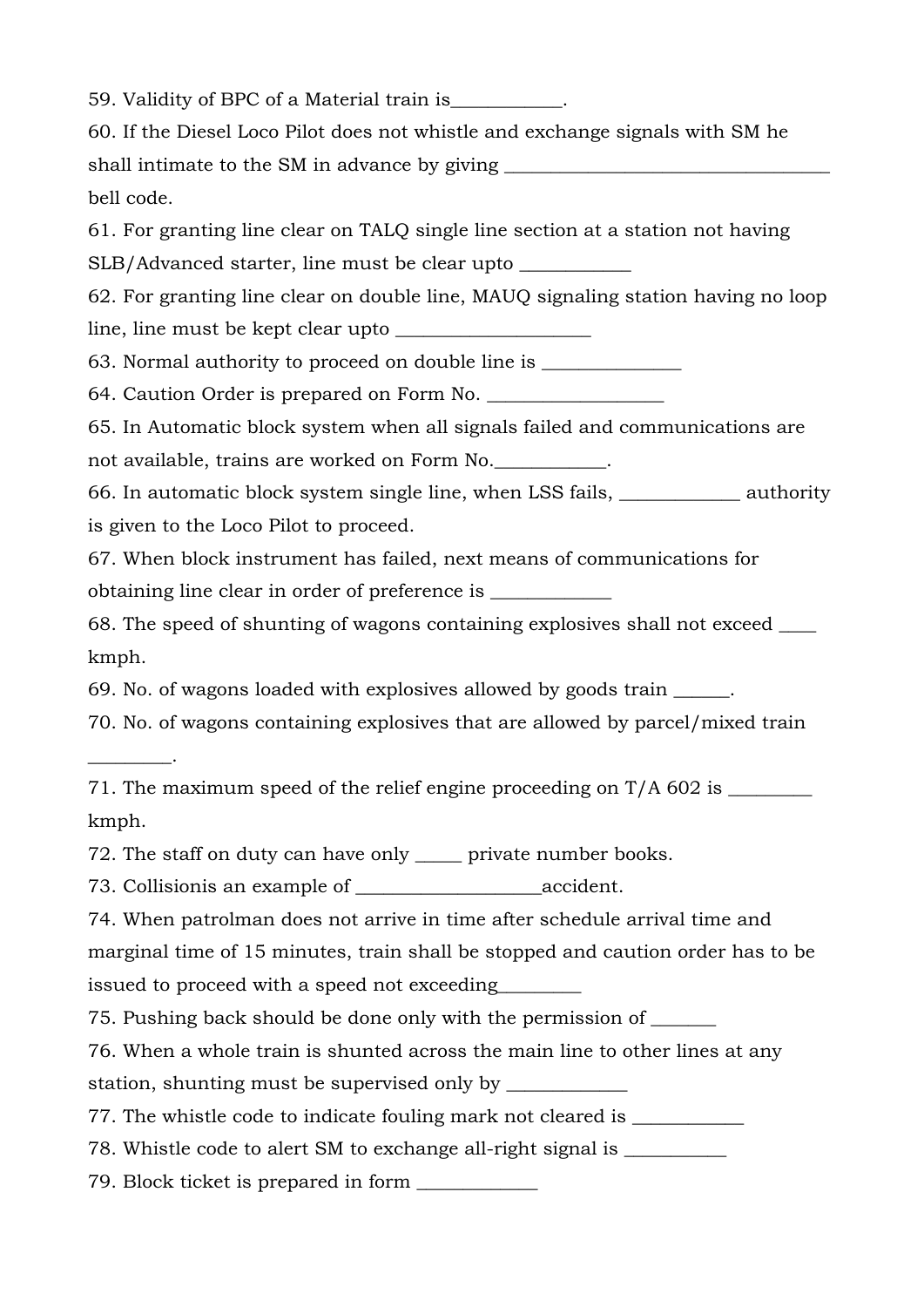59. Validity of BPC of a Material train is____________.

60. If the Diesel Loco Pilot does not whistle and exchange signals with SM he shall intimate to the SM in advance by giving ___________________________________ bell code.

61. For granting line clear on TALQ single line section at a station not having SLB/Advanced starter, line must be clear upto ____________

62. For granting line clear on double line, MAUQ signaling station having no loop line, line must be kept clear upto _____________________

63. Normal authority to proceed on double line is _______________

64. Caution Order is prepared on Form No. ___________________

65. In Automatic block system when all signals failed and communications are not available, trains are worked on Form No.____________.

66. In automatic block system single line, when LSS fails, _____________ authority is given to the Loco Pilot to proceed.

67. When block instrument has failed, next means of communications for obtaining line clear in order of preference is _____________

68. The speed of shunting of wagons containing explosives shall not exceed ____ kmph.

69. No. of wagons loaded with explosives allowed by goods train ______.

70. No. of wagons containing explosives that are allowed by parcel/mixed train _________.

71. The maximum speed of the relief engine proceeding on T/A 602 is _________ kmph.

72. The staff on duty can have only _____ private number books.

73. Collisionis an example of ____________________accident.

74. When patrolman does not arrive in time after schedule arrival time and marginal time of 15 minutes, train shall be stopped and caution order has to be issued to proceed with a speed not exceeding_________

75. Pushing back should be done only with the permission of _______

76. When a whole train is shunted across the main line to other lines at any station, shunting must be supervised only by _____________

77. The whistle code to indicate fouling mark not cleared is ____________

78. Whistle code to alert SM to exchange all-right signal is ___________

79. Block ticket is prepared in form _____________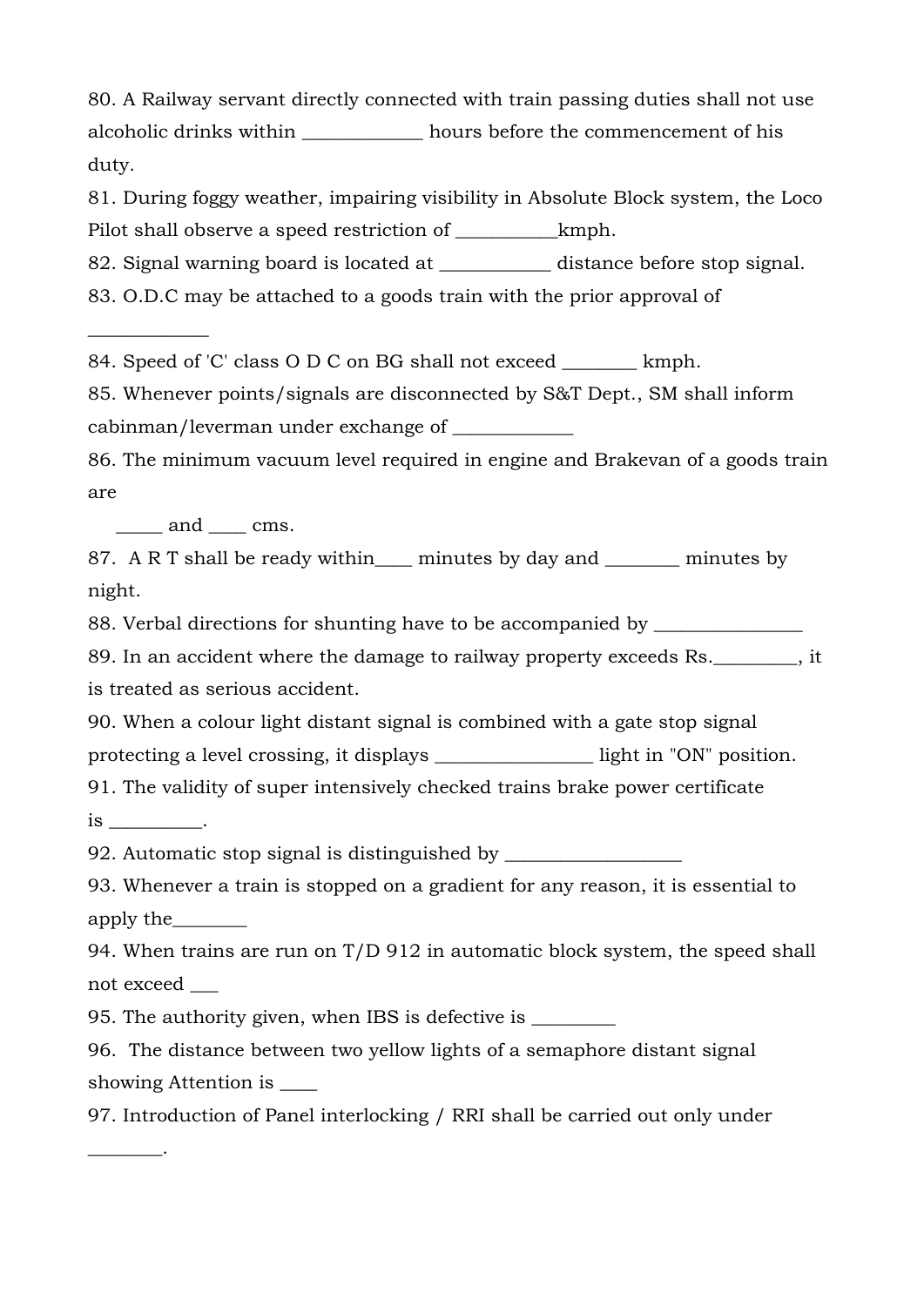80. A Railway servant directly connected with train passing duties shall not use alcoholic drinks within _____________ hours before the commencement of his duty.

81. During foggy weather, impairing visibility in Absolute Block system, the Loco Pilot shall observe a speed restriction of ___________kmph.

82. Signal warning board is located at ____________ distance before stop signal.

83. O.D.C may be attached to a goods train with the prior approval of _____________

84. Speed of 'C' class O D C on BG shall not exceed ________ kmph.

85. Whenever points/signals are disconnected by S&T Dept., SM shall inform cabinman/leverman under exchange of _____________

86. The minimum vacuum level required in engine and Brakevan of a goods train are

_____ and ____ cms.

87. A R T shall be ready within____ minutes by day and ________ minutes by night.

88. Verbal directions for shunting have to be accompanied by ________________

89. In an accident where the damage to railway property exceeds Rs._________, it is treated as serious accident.

90. When a colour light distant signal is combined with a gate stop signal protecting a level crossing, it displays _________________ light in "ON" position.

91. The validity of super intensively checked trains brake power certificate is __________.

92. Automatic stop signal is distinguished by ___________________

93. Whenever a train is stopped on a gradient for any reason, it is essential to apply the________

94. When trains are run on T/D 912 in automatic block system, the speed shall not exceed ___

95. The authority given, when IBS is defective is _________

96. The distance between two yellow lights of a semaphore distant signal showing Attention is ____

97. Introduction of Panel interlocking / RRI shall be carried out only under ________.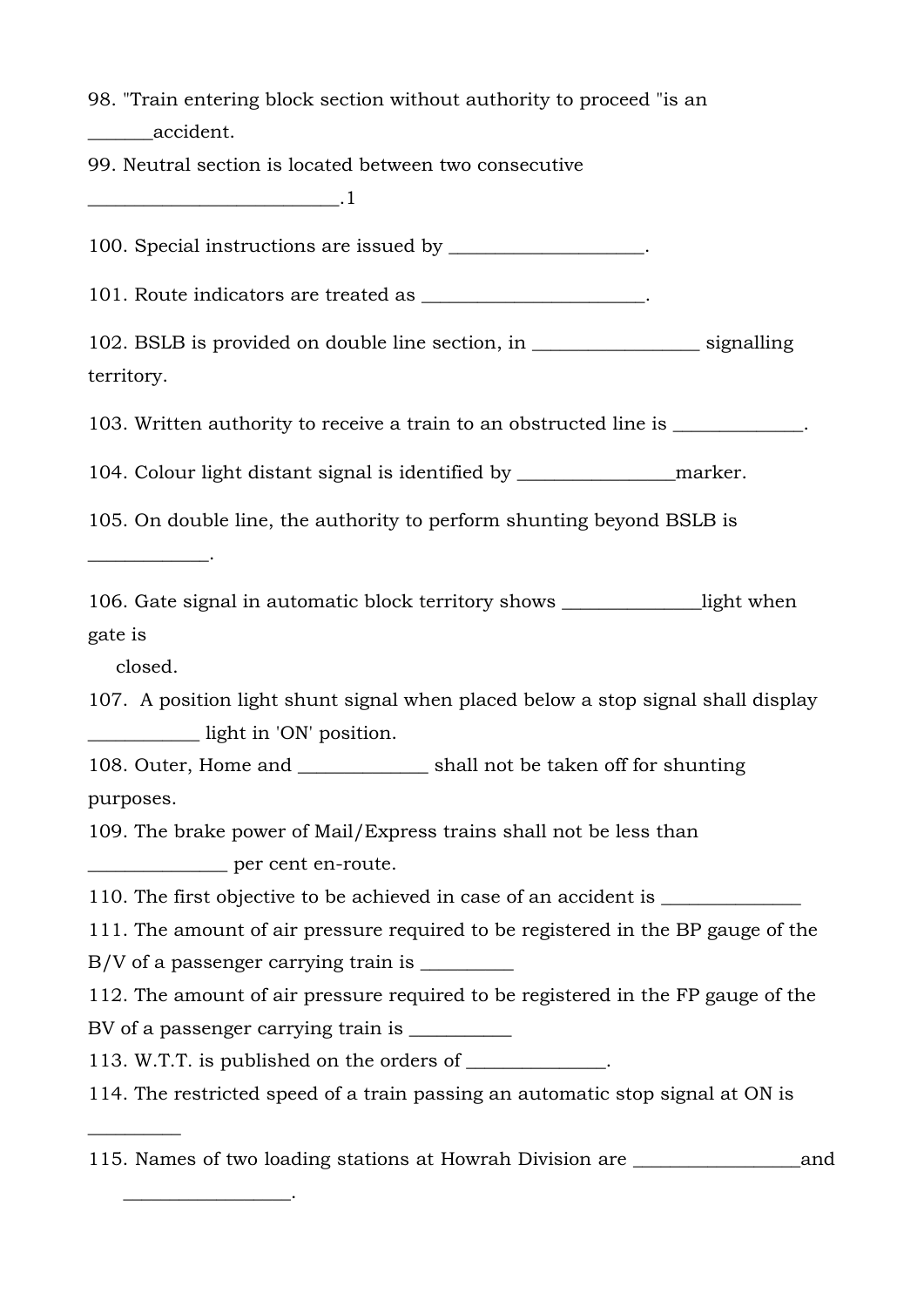98. "Train entering block section without authority to proceed "is an _______accident.

99. Neutral section is located between two consecutive __________________________.1

100. Special instructions are issued by ____________________.

101. Route indicators are treated as _______________________.

102. BSLB is provided on double line section, in _________________ signalling territory.

103. Written authority to receive a train to an obstructed line is _____________.

104. Colour light distant signal is identified by ________________marker.

105. On double line, the authority to perform shunting beyond BSLB is ____________.

106. Gate signal in automatic block territory shows ______________light when gate is closed.

107. A position light shunt signal when placed below a stop signal shall display ___________ light in 'ON' position.

108. Outer, Home and _____________ shall not be taken off for shunting purposes.

109. The brake power of Mail/Express trains shall not be less than ______________ per cent en-route.

110. The first objective to be achieved in case of an accident is ______________

111. The amount of air pressure required to be registered in the BP gauge of the B/V of a passenger carrying train is _________

112. The amount of air pressure required to be registered in the FP gauge of the BV of a passenger carrying train is __________

113. W.T.T. is published on the orders of ______________.

114. The restricted speed of a train passing an automatic stop signal at ON is _________

115. Names of two loading stations at Howrah Division are _________________and _________________.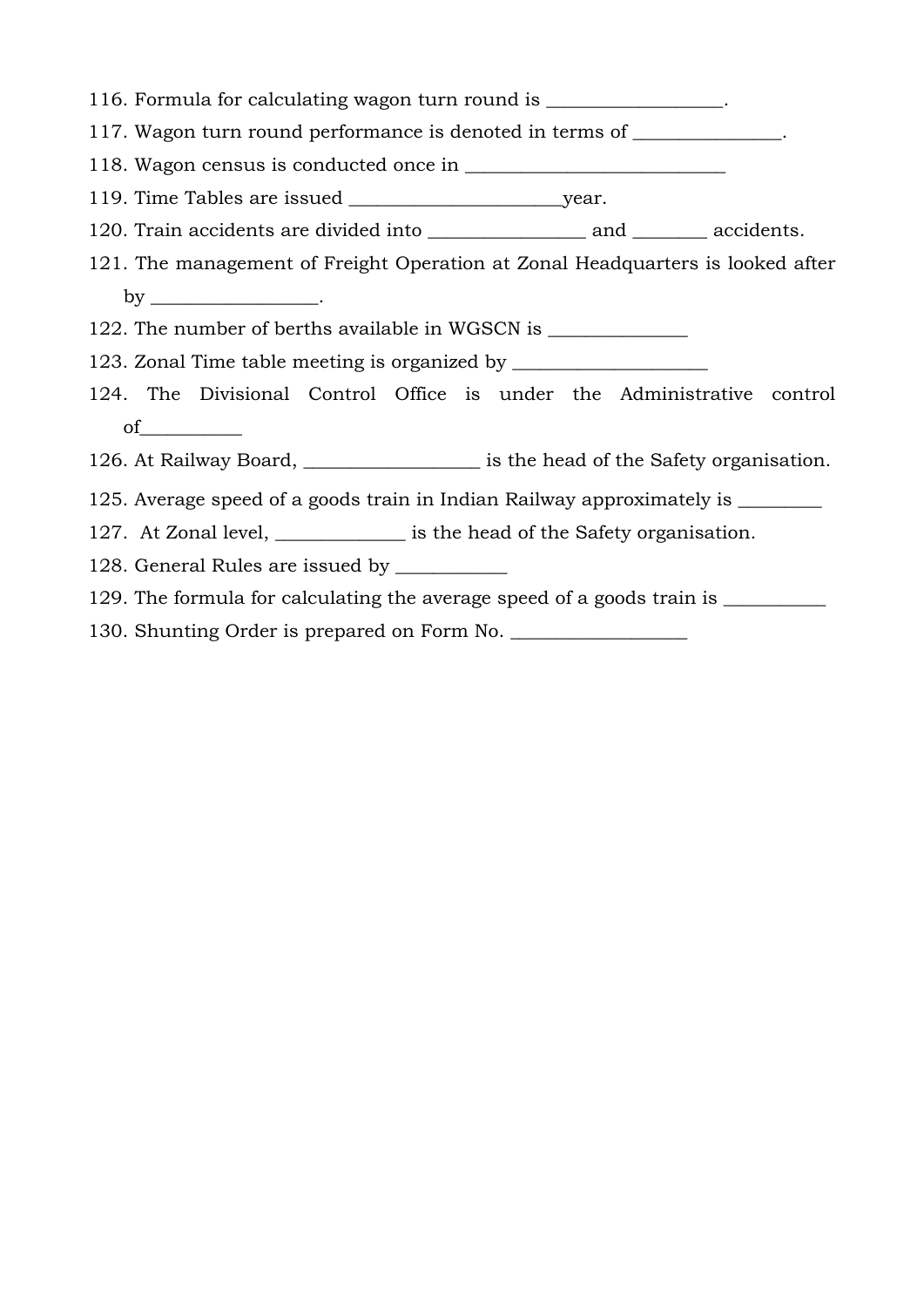116. Formula for calculating wagon turn round is __________________.

117. Wagon turn round performance is denoted in terms of _______________.

118. Wagon census is conducted once in ___________________________

119. Time Tables are issued ______________________year.

120. Train accidents are divided into ________________ and _______ accidents.

121. The management of Freight Operation at Zonal Headquarters is looked after by _________________.

122. The number of berths available in WGSCN is ______________

123. Zonal Time table meeting is organized by ____________________

124. The Divisional Control Office is under the Administrative control of__________

126. At Railway Board, __________________ is the head of the Safety organisation.

125. Average speed of a goods train in Indian Railway approximately is ________

127. At Zonal level, _____________ is the head of the Safety organisation.

128. General Rules are issued by ___________

129. The formula for calculating the average speed of a goods train is __________

130. Shunting Order is prepared on Form No. __________________